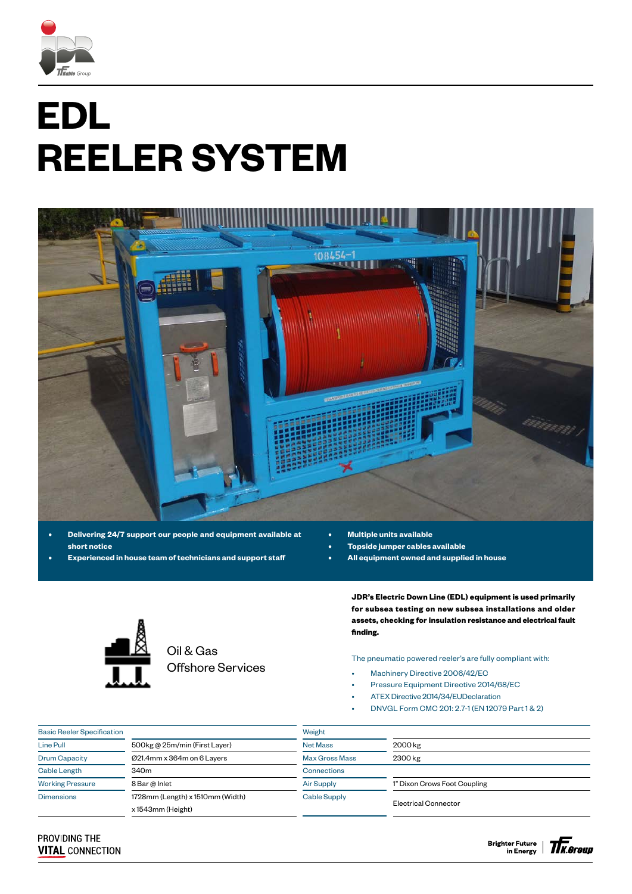# EDL
# REELER SYSTEM

- **Delivering 24/7 support our people and equipment available at short notice**
- **Experienced in house team of technicians and support staff**
- **Multiple units available**
- **Topside jumper cables available**
- **All equipment owned and supplied in house**

Oil & Gas
Offshore Services

**JDR's Electric Down Line (EDL) equipment is used primarily for subsea testing on new subsea installations and older assets, checking for insulation resistance and electrical fault finding.**

The pneumatic powered reeler's are fully compliant with:

- Machinery Directive 2006/42/EC
- Pressure Equipment Directive 2014/68/EC
- ATEX Directive 2014/34/EUDeclaration
- DNVGL Form CMC 201: 2.7-1 (EN 12079 Part 1 & 2)

| Basic Reeler Specification | |
|---|---|
| Line Pull | 500kg @ 25m/min (First Layer) |
| Drum Capacity | Ø21.4mm x 364m on 6 Layers |
| Cable Length | 340m |
| Working Pressure | 8 Bar @ Inlet |
| Dimensions | 1728mm (Length) x 1510mm (Width) x 1543mm (Height) |

| Weight | |
|---|---|
| Net Mass | 2000 kg |
| Max Gross Mass | 2300 kg |
| Connections | |
| Air Supply | 1" Dixon Crows Foot Coupling |
| Cable Supply | Electrical Connector |

PROVIDING THE **VITAL** CONNECTION

Brighter Future in Energy | TFK.Group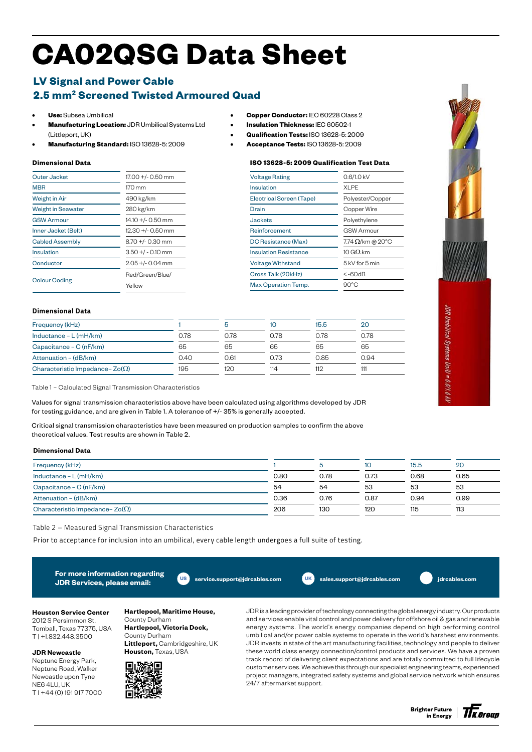# CA02QSG Data Sheet

## LV Signal and Power Cable

## 2.5 mm$^2$ Screened Twisted Armoured Quad

- **Use:** Subsea Umbilical
- **Manufacturing Location:** JDR Umbilical Systems Ltd (Littleport, UK)
- **Manufacturing Standard:** ISO 13628-5: 2009
- **Copper Conductor:** IEC 60228 Class 2
- **Insulation Thickness:** IEC 60502-1
- **Qualification Tests:** ISO 13628-5: 2009
- **Acceptance Tests:** ISO 13628-5: 2009

#### Dimensional Data

| | |
|---|---|
| Outer Jacket | 17.00 +/- 0.50 mm |
| MBR | 170 mm |
| Weight in Air | 490 kg/km |
| Weight in Seawater | 280 kg/km |
| GSW Armour | 14.10 +/- 0.50 mm |
| Inner Jacket (Belt) | 12.30 +/- 0.50 mm |
| Cabled Assembly | 8.70 +/- 0.30 mm |
| Insulation | 3.50 +/- 0.10 mm |
| Conductor | 2.05 +/- 0.04 mm |
| Colour Coding | Red/Green/Blue/Yellow |

#### ISO 13628-5: 2009 Qualification Test Data

| | |
|---|---|
| Voltage Rating | 0.6/1.0 kV |
| Insulation | XLPE |
| Electrical Screen (Tape) | Polyester/Copper |
| Drain | Copper Wire |
| Jackets | Polyethylene |
| Reinforcement | GSW Armour |
| DC Resistance (Max) | 7.74 Ω/km @ 20°C |
| Insulation Resistance | 10 GΩ.km |
| Voltage Withstand | 5 kV for 5 min |
| Cross Talk (20kHz) | < -60dB |
| Max Operation Temp. | 90°C |

#### Dimensional Data

| Frequency (kHz) | 1 | 5 | 10 | 15.5 | 20 |
|---|---|---|---|---|---|
| Inductance – L (mH/km) | 0.78 | 0.78 | 0.78 | 0.78 | 0.78 |
| Capacitance – C (nF/km) | 65 | 65 | 65 | 65 | 65 |
| Attenuation – (dB/km) | 0.40 | 0.61 | 0.73 | 0.85 | 0.94 |
| Characteristic Impedance– Zo(Ω) | 195 | 120 | 114 | 112 | 111 |

Table 1 – Calculated Signal Transmission Characteristics

Values for signal transmission characteristics above have been calculated using algorithms developed by JDR for testing guidance, and are given in Table 1. A tolerance of +/- 35% is generally accepted.

Critical signal transmission characteristics have been measured on production samples to confirm the above theoretical values. Test results are shown in Table 2.

#### Dimensional Data

| Frequency (kHz) | 1 | 5 | 10 | 15.5 | 20 |
|---|---|---|---|---|---|
| Inductance – L (mH/km) | 0.80 | 0.78 | 0.73 | 0.68 | 0.65 |
| Capacitance – C (nF/km) | 54 | 54 | 53 | 53 | 53 |
| Attenuation – (dB/km) | 0.36 | 0.76 | 0.87 | 0.94 | 0.99 |
| Characteristic Impedance– Zo(Ω) | 206 | 130 | 120 | 115 | 113 |

Table 2 – Measured Signal Transmission Characteristics

Prior to acceptance for inclusion into an umbilical, every cable length undergoes a full suite of testing.

JDR Umbilical Systems Uo/U = 0.6/1.0 kV

**For more information regarding JDR Services, please email:**

US service.support@jdrcables.com

UK sales.support@jdrcables.com

jdrcables.com

**Houston Service Center**
2012 S Persimmon St.
Tomball, Texas 77375, USA
T | +1.832.448.3500

**JDR Newcastle**
Neptune Energy Park,
Neptune Road, Walker
Newcastle upon Tyne
NE6 4LU, UK
T | +44 (0) 191 917 7000

**Hartlepool, Maritime House,** County Durham
**Hartlepool, Victoria Dock,** County Durham
**Littleport,** Cambridgeshire, UK
**Houston,** Texas, USA

JDR is a leading provider of technology connecting the global energy industry. Our products and services enable vital control and power delivery for offshore oil & gas and renewable energy systems. The world's energy companies depend on high performing control umbilical and/or power cable systems to operate in the world's harshest environments. JDR invests in state of the art manufacturing facilities, technology and people to deliver these world class energy connection/control products and services. We have a proven track record of delivering client expectations and are totally committed to full lifecycle customer services. We achieve this through our specialist engineering teams, experienced project managers, integrated safety systems and global service network which ensures 24/7 aftermarket support.

Brighter Future in Energy | TKGroup